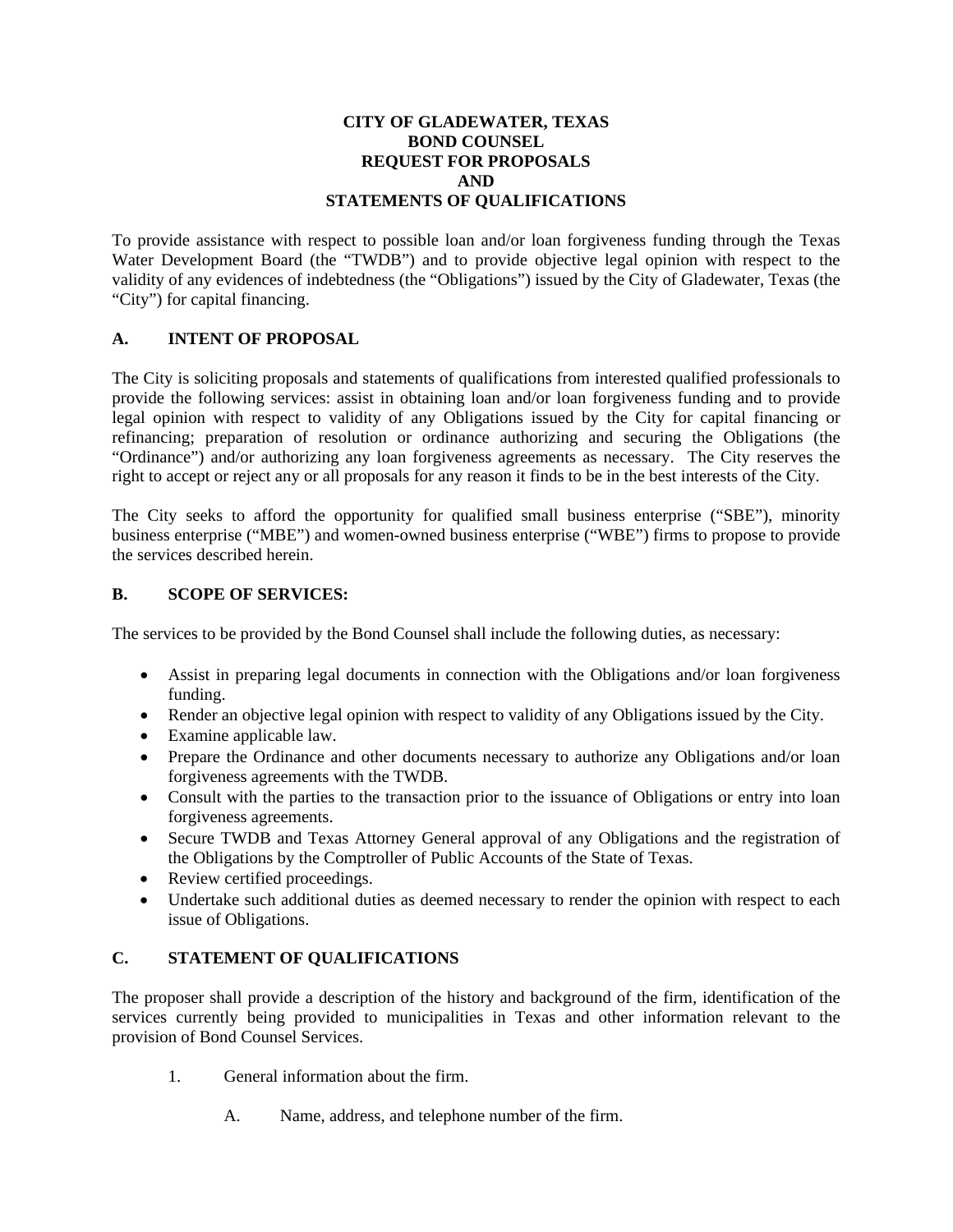# CITY OF GLADEWATER, TEXAS
# BOND COUNSEL
# REQUEST FOR PROPOSALS
# AND
# STATEMENTS OF QUALIFICATIONS

To provide assistance with respect to possible loan and/or loan forgiveness funding through the Texas Water Development Board (the "TWDB") and to provide objective legal opinion with respect to the validity of any evidences of indebtedness (the "Obligations") issued by the City of Gladewater, Texas (the "City") for capital financing.

## A. INTENT OF PROPOSAL

The City is soliciting proposals and statements of qualifications from interested qualified professionals to provide the following services: assist in obtaining loan and/or loan forgiveness funding and to provide legal opinion with respect to validity of any Obligations issued by the City for capital financing or refinancing; preparation of resolution or ordinance authorizing and securing the Obligations (the "Ordinance") and/or authorizing any loan forgiveness agreements as necessary. The City reserves the right to accept or reject any or all proposals for any reason it finds to be in the best interests of the City.

The City seeks to afford the opportunity for qualified small business enterprise ("SBE"), minority business enterprise ("MBE") and women-owned business enterprise ("WBE") firms to propose to provide the services described herein.

## B. SCOPE OF SERVICES:

The services to be provided by the Bond Counsel shall include the following duties, as necessary:

- Assist in preparing legal documents in connection with the Obligations and/or loan forgiveness funding.
- Render an objective legal opinion with respect to validity of any Obligations issued by the City.
- Examine applicable law.
- Prepare the Ordinance and other documents necessary to authorize any Obligations and/or loan forgiveness agreements with the TWDB.
- Consult with the parties to the transaction prior to the issuance of Obligations or entry into loan forgiveness agreements.
- Secure TWDB and Texas Attorney General approval of any Obligations and the registration of the Obligations by the Comptroller of Public Accounts of the State of Texas.
- Review certified proceedings.
- Undertake such additional duties as deemed necessary to render the opinion with respect to each issue of Obligations.

## C. STATEMENT OF QUALIFICATIONS

The proposer shall provide a description of the history and background of the firm, identification of the services currently being provided to municipalities in Texas and other information relevant to the provision of Bond Counsel Services.

1. General information about the firm.

    A. Name, address, and telephone number of the firm.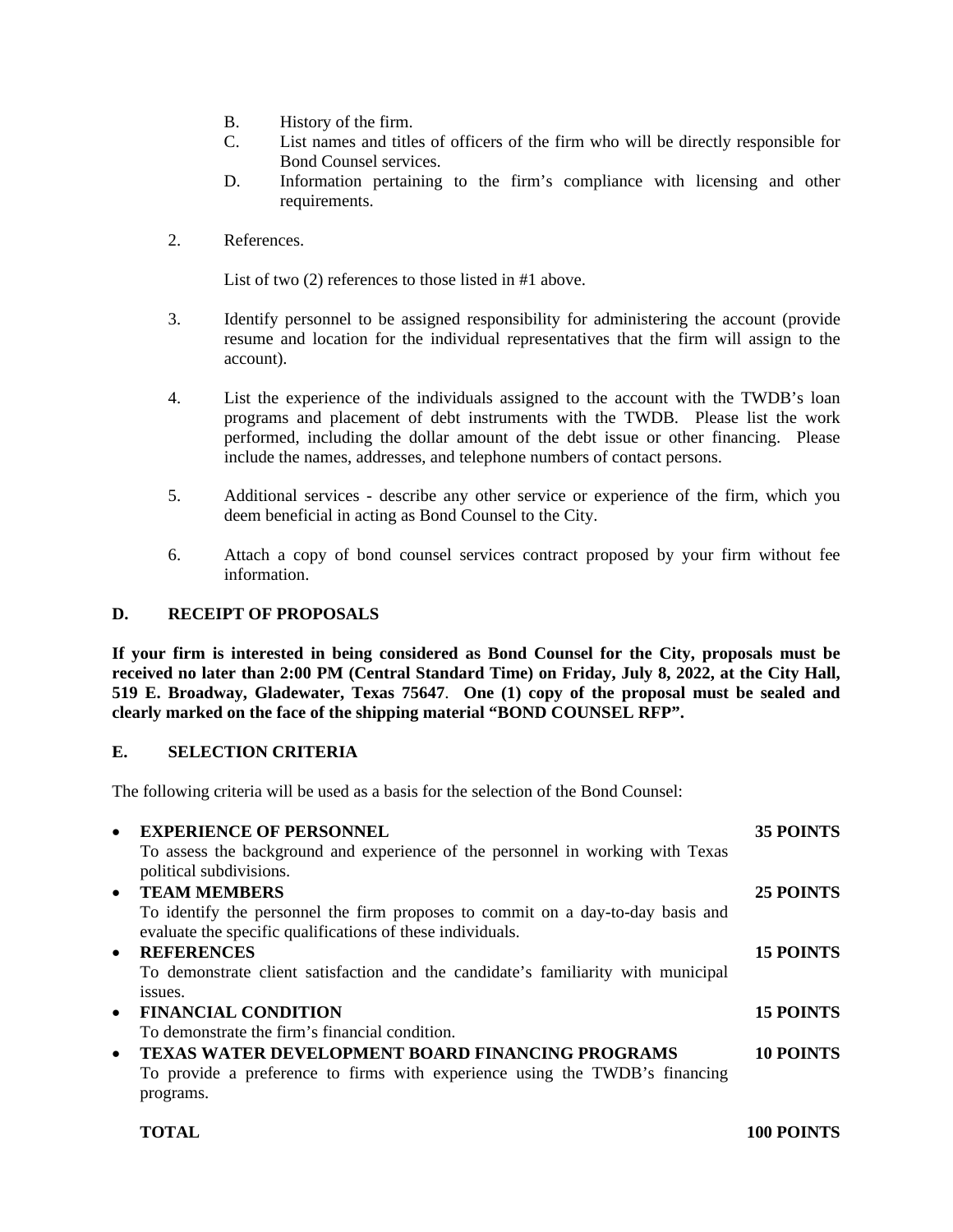B. History of the firm.

C. List names and titles of officers of the firm who will be directly responsible for Bond Counsel services.

D. Information pertaining to the firm's compliance with licensing and other requirements.

2. References.

   List of two (2) references to those listed in #1 above.

3. Identify personnel to be assigned responsibility for administering the account (provide resume and location for the individual representatives that the firm will assign to the account).

4. List the experience of the individuals assigned to the account with the TWDB's loan programs and placement of debt instruments with the TWDB. Please list the work performed, including the dollar amount of the debt issue or other financing. Please include the names, addresses, and telephone numbers of contact persons.

5. Additional services - describe any other service or experience of the firm, which you deem beneficial in acting as Bond Counsel to the City.

6. Attach a copy of bond counsel services contract proposed by your firm without fee information.

## D. RECEIPT OF PROPOSALS

**If your firm is interested in being considered as Bond Counsel for the City, proposals must be received no later than 2:00 PM (Central Standard Time) on Friday, July 8, 2022, at the City Hall, 519 E. Broadway, Gladewater, Texas 75647. One (1) copy of the proposal must be sealed and clearly marked on the face of the shipping material "BOND COUNSEL RFP".**

## E. SELECTION CRITERIA

The following criteria will be used as a basis for the selection of the Bond Counsel:

- **EXPERIENCE OF PERSONNEL** — **35 POINTS**
  To assess the background and experience of the personnel in working with Texas political subdivisions.
- **TEAM MEMBERS** — **25 POINTS**
  To identify the personnel the firm proposes to commit on a day-to-day basis and evaluate the specific qualifications of these individuals.
- **REFERENCES** — **15 POINTS**
  To demonstrate client satisfaction and the candidate's familiarity with municipal issues.
- **FINANCIAL CONDITION** — **15 POINTS**
  To demonstrate the firm's financial condition.
- **TEXAS WATER DEVELOPMENT BOARD FINANCING PROGRAMS** — **10 POINTS**
  To provide a preference to firms with experience using the TWDB's financing programs.

**TOTAL** — **100 POINTS**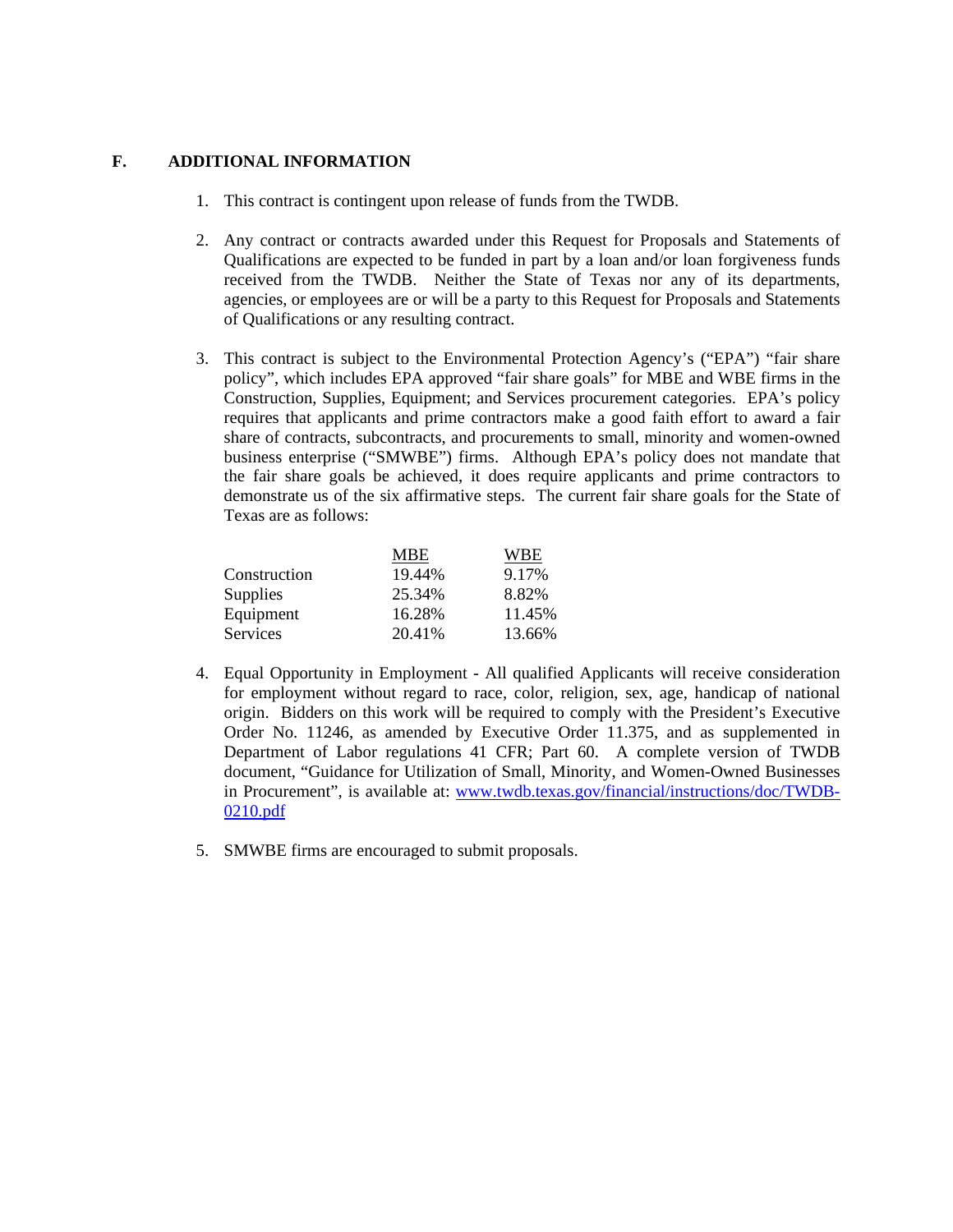## F. ADDITIONAL INFORMATION

1. This contract is contingent upon release of funds from the TWDB.

2. Any contract or contracts awarded under this Request for Proposals and Statements of Qualifications are expected to be funded in part by a loan and/or loan forgiveness funds received from the TWDB. Neither the State of Texas nor any of its departments, agencies, or employees are or will be a party to this Request for Proposals and Statements of Qualifications or any resulting contract.

3. This contract is subject to the Environmental Protection Agency's ("EPA") "fair share policy", which includes EPA approved "fair share goals" for MBE and WBE firms in the Construction, Supplies, Equipment; and Services procurement categories. EPA's policy requires that applicants and prime contractors make a good faith effort to award a fair share of contracts, subcontracts, and procurements to small, minority and women-owned business enterprise ("SMWBE") firms. Although EPA's policy does not mandate that the fair share goals be achieved, it does require applicants and prime contractors to demonstrate us of the six affirmative steps. The current fair share goals for the State of Texas are as follows:

| | MBE | WBE |
|---|---|---|
| Construction | 19.44% | 9.17% |
| Supplies | 25.34% | 8.82% |
| Equipment | 16.28% | 11.45% |
| Services | 20.41% | 13.66% |

4. Equal Opportunity in Employment - All qualified Applicants will receive consideration for employment without regard to race, color, religion, sex, age, handicap of national origin. Bidders on this work will be required to comply with the President's Executive Order No. 11246, as amended by Executive Order 11.375, and as supplemented in Department of Labor regulations 41 CFR; Part 60. A complete version of TWDB document, "Guidance for Utilization of Small, Minority, and Women-Owned Businesses in Procurement", is available at: www.twdb.texas.gov/financial/instructions/doc/TWDB-0210.pdf

5. SMWBE firms are encouraged to submit proposals.